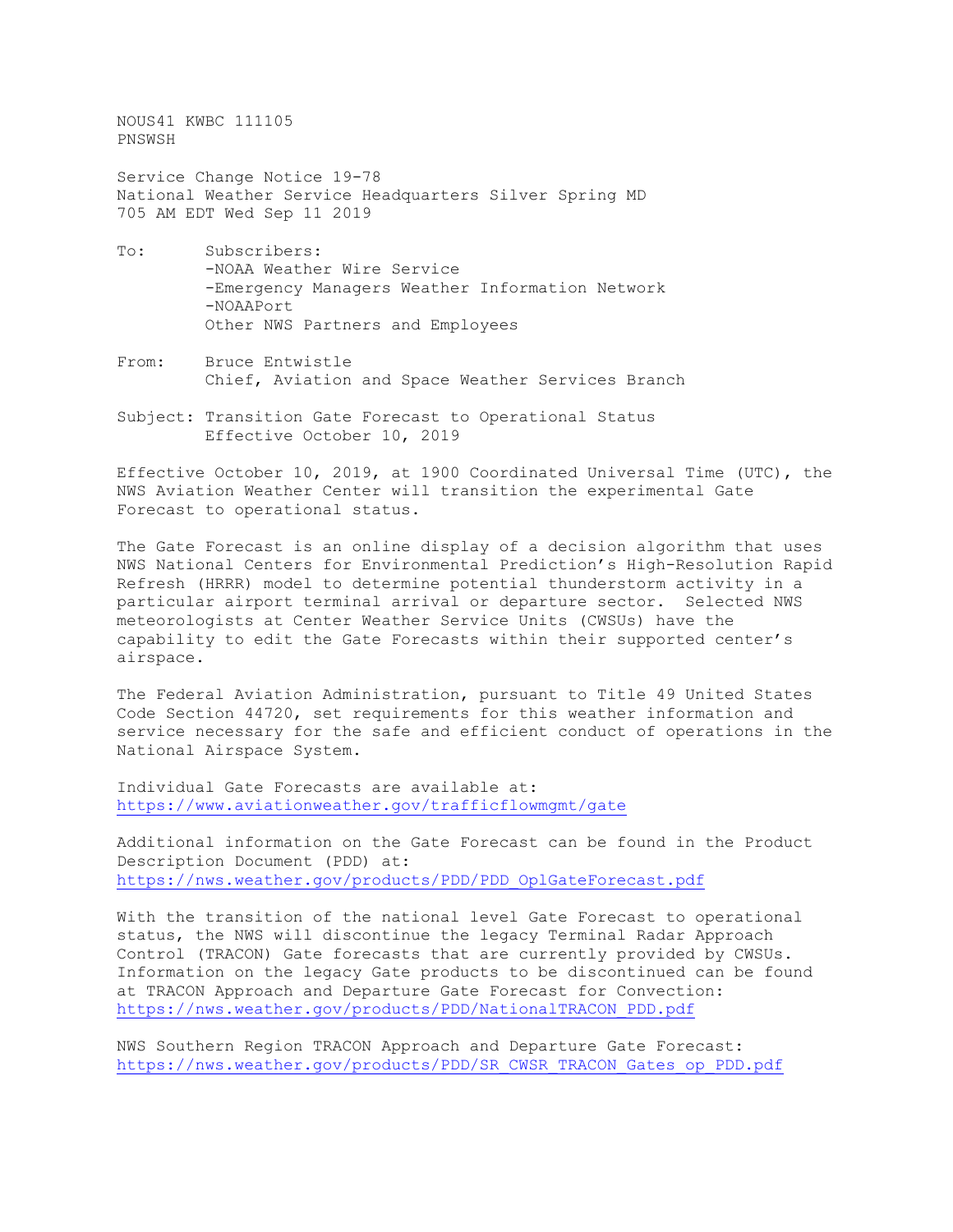NOUS41 KWBC 111105
PNSWSH

Service Change Notice 19-78
National Weather Service Headquarters Silver Spring MD
705 AM EDT Wed Sep 11 2019

To: Subscribers:
-NOAA Weather Wire Service
-Emergency Managers Weather Information Network
-NOAAPort
Other NWS Partners and Employees

From: Bruce Entwistle
Chief, Aviation and Space Weather Services Branch

Subject: Transition Gate Forecast to Operational Status
Effective October 10, 2019

Effective October 10, 2019, at 1900 Coordinated Universal Time (UTC), the NWS Aviation Weather Center will transition the experimental Gate Forecast to operational status.

The Gate Forecast is an online display of a decision algorithm that uses NWS National Centers for Environmental Prediction's High-Resolution Rapid Refresh (HRRR) model to determine potential thunderstorm activity in a particular airport terminal arrival or departure sector. Selected NWS meteorologists at Center Weather Service Units (CWSUs) have the capability to edit the Gate Forecasts within their supported center's airspace.

The Federal Aviation Administration, pursuant to Title 49 United States Code Section 44720, set requirements for this weather information and service necessary for the safe and efficient conduct of operations in the National Airspace System.

Individual Gate Forecasts are available at:
https://www.aviationweather.gov/trafficflowmgmt/gate

Additional information on the Gate Forecast can be found in the Product Description Document (PDD) at:
https://nws.weather.gov/products/PDD/PDD_OplGateForecast.pdf

With the transition of the national level Gate Forecast to operational status, the NWS will discontinue the legacy Terminal Radar Approach Control (TRACON) Gate forecasts that are currently provided by CWSUs. Information on the legacy Gate products to be discontinued can be found at TRACON Approach and Departure Gate Forecast for Convection:
https://nws.weather.gov/products/PDD/NationalTRACON_PDD.pdf

NWS Southern Region TRACON Approach and Departure Gate Forecast:
https://nws.weather.gov/products/PDD/SR_CWSR_TRACON_Gates_op_PDD.pdf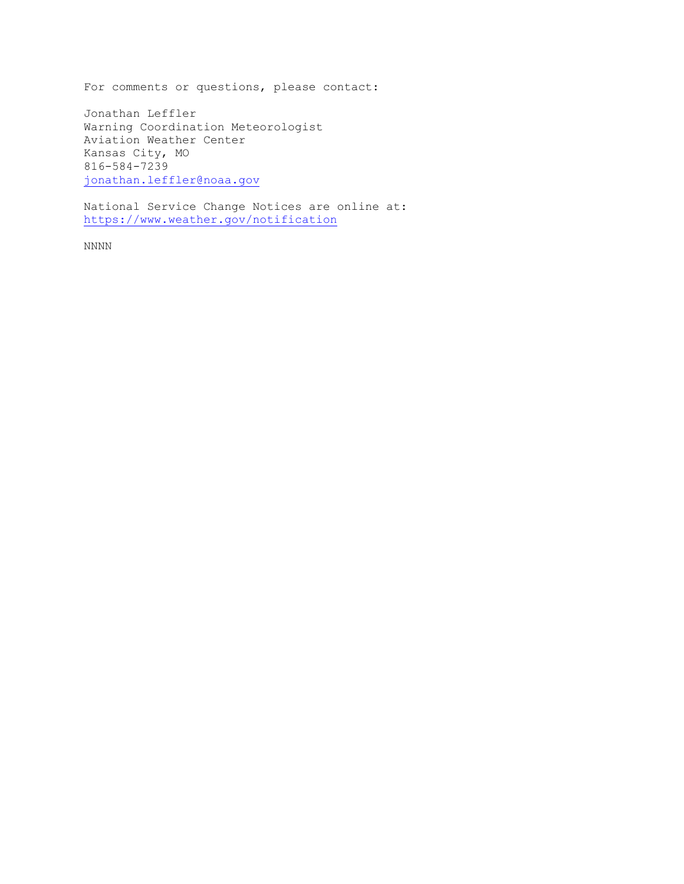For comments or questions, please contact:

Jonathan Leffler
Warning Coordination Meteorologist
Aviation Weather Center
Kansas City, MO
816-584-7239
jonathan.leffler@noaa.gov

National Service Change Notices are online at:
https://www.weather.gov/notification

NNNN